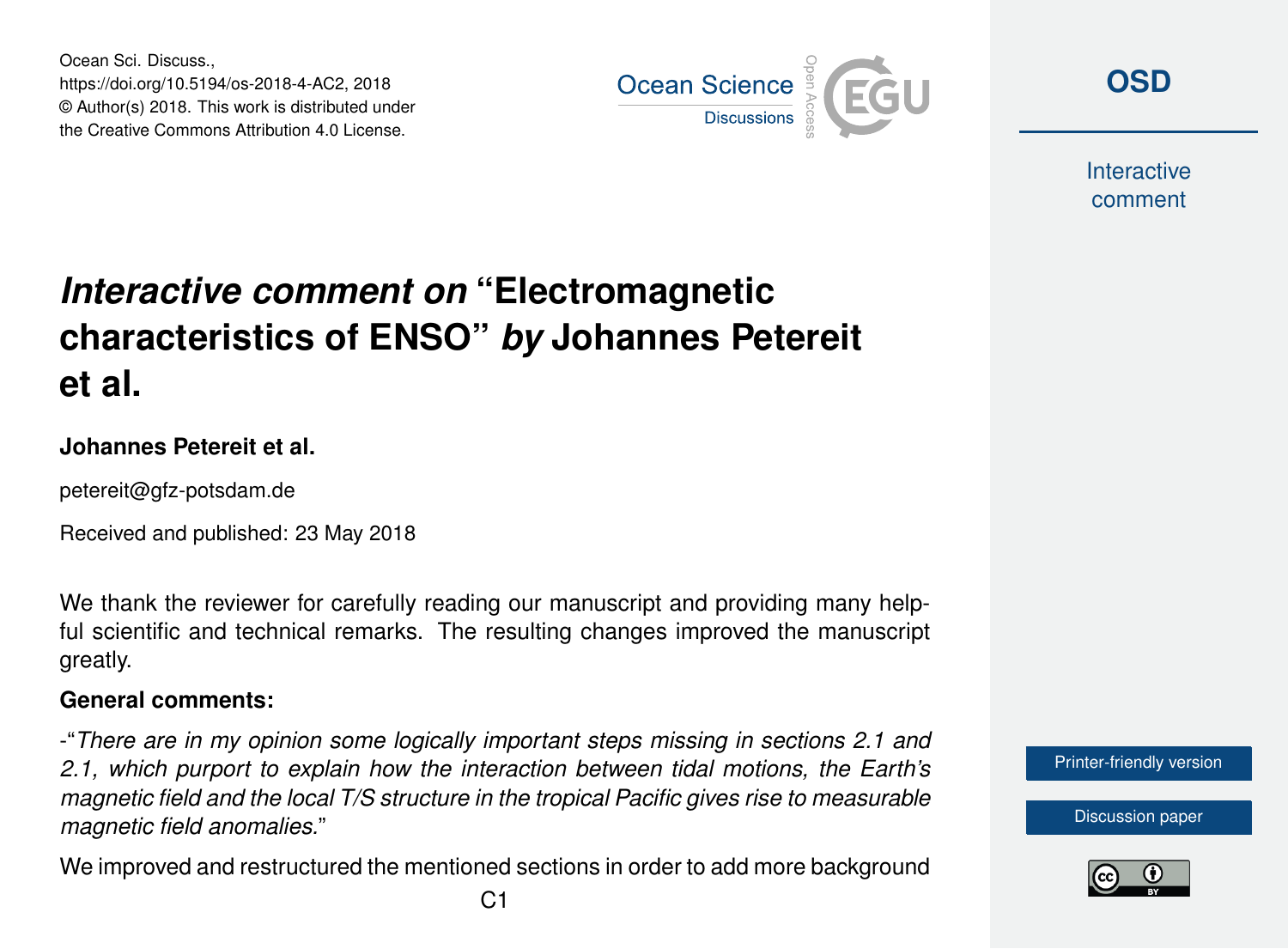Ocean Sci. Discuss.,
https://doi.org/10.5194/os-2018-4-AC2, 2018
© Author(s) 2018. This work is distributed under
the Creative Commons Attribution 4.0 License.

# *Interactive comment on* "Electromagnetic characteristics of ENSO" *by* Johannes Petereit et al.

**Johannes Petereit et al.**

petereit@gfz-potsdam.de

Received and published: 23 May 2018

We thank the reviewer for carefully reading our manuscript and providing many helpful scientific and technical remarks. The resulting changes improved the manuscript greatly.

**General comments:**

-"*There are in my opinion some logically important steps missing in sections 2.1 and 2.1, which purport to explain how the interaction between tidal motions, the Earth's magnetic field and the local T/S structure in the tropical Pacific gives rise to measurable magnetic field anomalies.*"

We improved and restructured the mentioned sections in order to add more background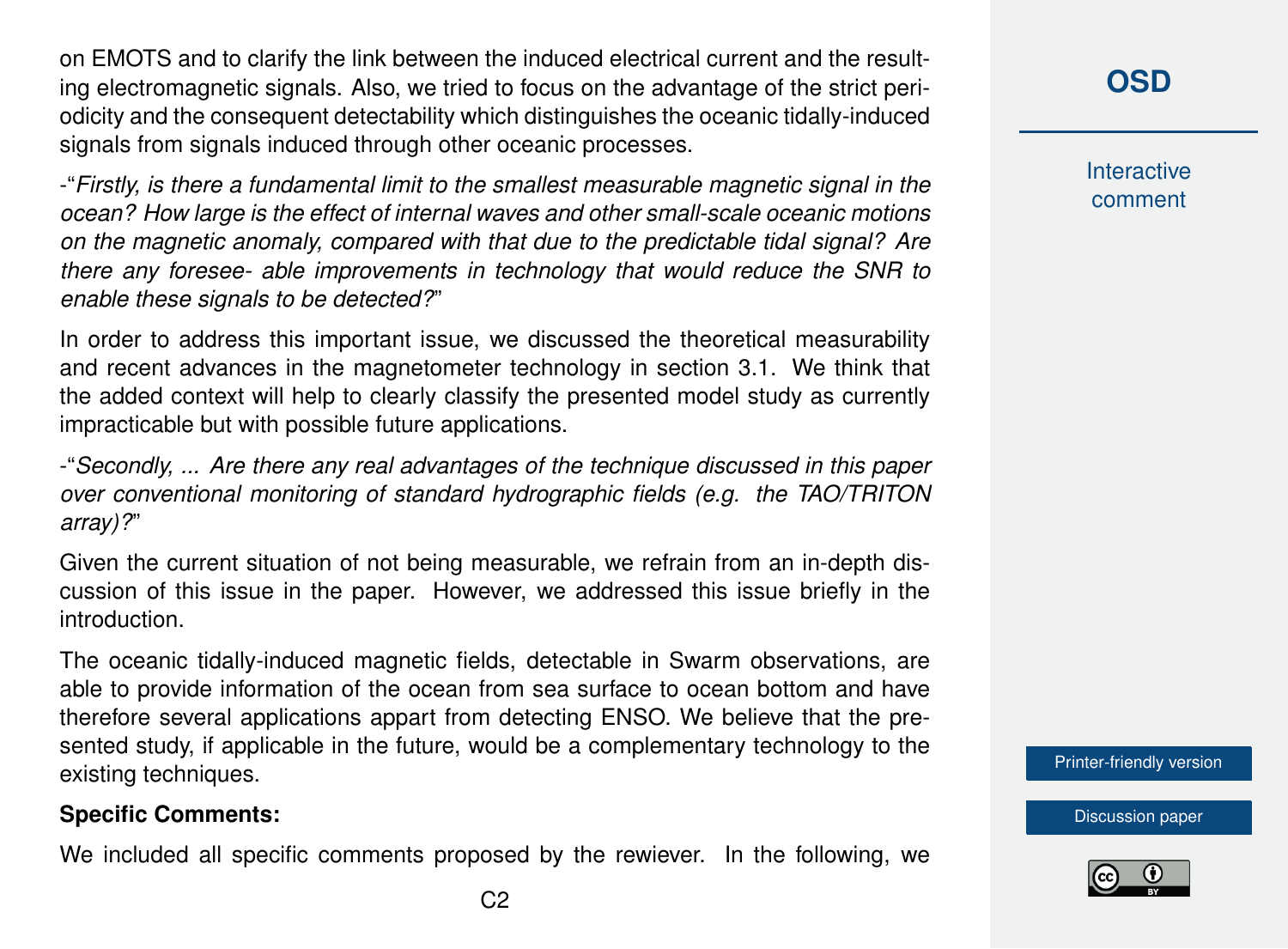on EMOTS and to clarify the link between the induced electrical current and the resulting electromagnetic signals. Also, we tried to focus on the advantage of the strict periodicity and the consequent detectability which distinguishes the oceanic tidally-induced signals from signals induced through other oceanic processes.

-"*Firstly, is there a fundamental limit to the smallest measurable magnetic signal in the ocean? How large is the effect of internal waves and other small-scale oceanic motions on the magnetic anomaly, compared with that due to the predictable tidal signal? Are there any foresee- able improvements in technology that would reduce the SNR to enable these signals to be detected?*"

In order to address this important issue, we discussed the theoretical measurability and recent advances in the magnetometer technology in section 3.1. We think that the added context will help to clearly classify the presented model study as currently impracticable but with possible future applications.

-"*Secondly, ... Are there any real advantages of the technique discussed in this paper over conventional monitoring of standard hydrographic fields (e.g. the TAO/TRITON array)?*"

Given the current situation of not being measurable, we refrain from an in-depth discussion of this issue in the paper. However, we addressed this issue briefly in the introduction.

The oceanic tidally-induced magnetic fields, detectable in Swarm observations, are able to provide information of the ocean from sea surface to ocean bottom and have therefore several applications appart from detecting ENSO. We believe that the presented study, if applicable in the future, would be a complementary technology to the existing techniques.

**Specific Comments:**

We included all specific comments proposed by the rewiever. In the following, we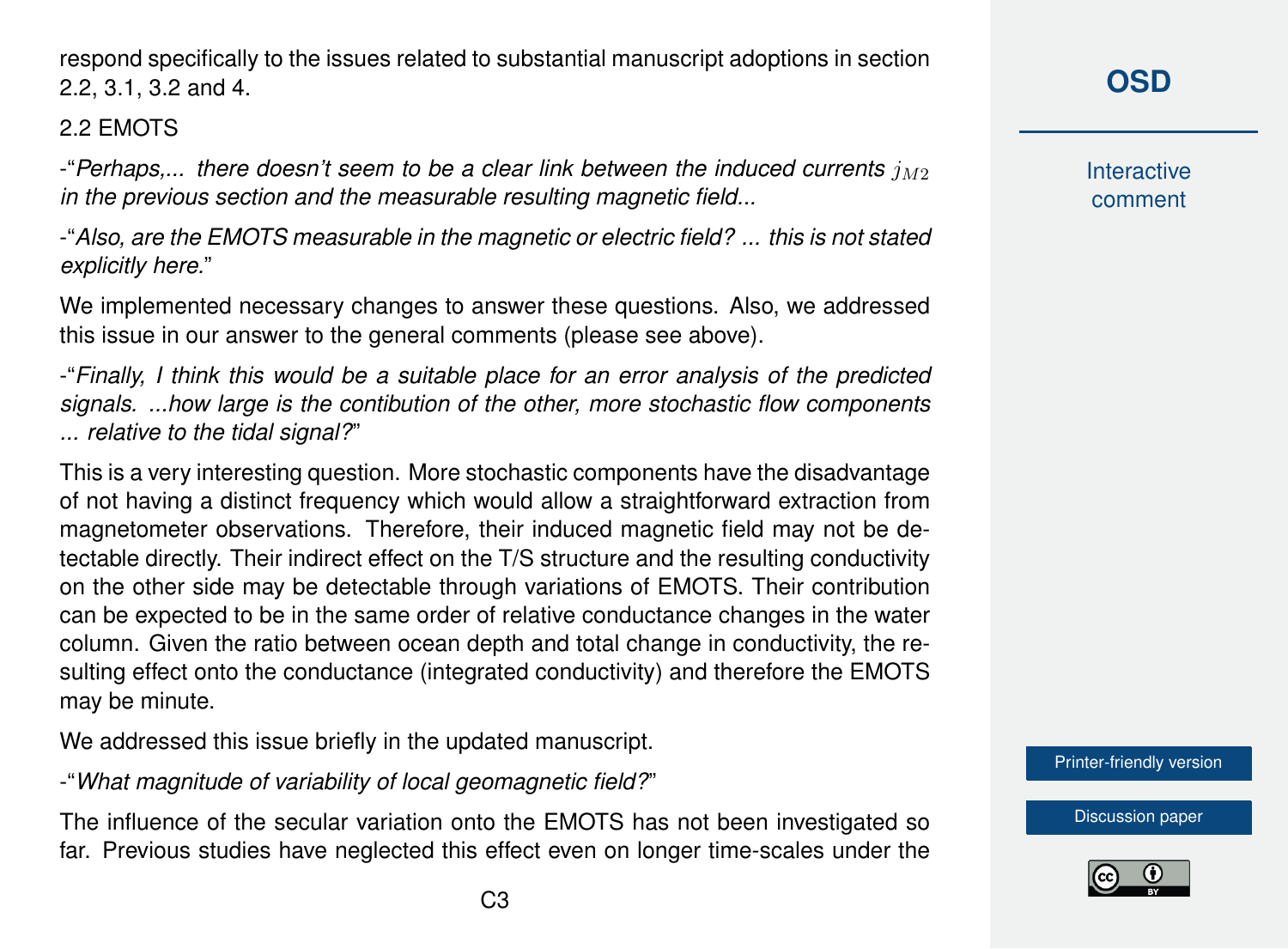respond specifically to the issues related to substantial manuscript adoptions in section 2.2, 3.1, 3.2 and 4.

2.2 EMOTS

-"*Perhaps,... there doesn't seem to be a clear link between the induced currents $j_{M2}$ in the previous section and the measurable resulting magnetic field...*

-"*Also, are the EMOTS measurable in the magnetic or electric field? ... this is not stated explicitly here.*"

We implemented necessary changes to answer these questions. Also, we addressed this issue in our answer to the general comments (please see above).

-"*Finally, I think this would be a suitable place for an error analysis of the predicted signals. ...how large is the contibution of the other, more stochastic flow components ... relative to the tidal signal?*"

This is a very interesting question. More stochastic components have the disadvantage of not having a distinct frequency which would allow a straightforward extraction from magnetometer observations. Therefore, their induced magnetic field may not be detectable directly. Their indirect effect on the T/S structure and the resulting conductivity on the other side may be detectable through variations of EMOTS. Their contribution can be expected to be in the same order of relative conductance changes in the water column. Given the ratio between ocean depth and total change in conductivity, the resulting effect onto the conductance (integrated conductivity) and therefore the EMOTS may be minute.

We addressed this issue briefly in the updated manuscript.

-"*What magnitude of variability of local geomagnetic field?*"

The influence of the secular variation onto the EMOTS has not been investigated so far. Previous studies have neglected this effect even on longer time-scales under the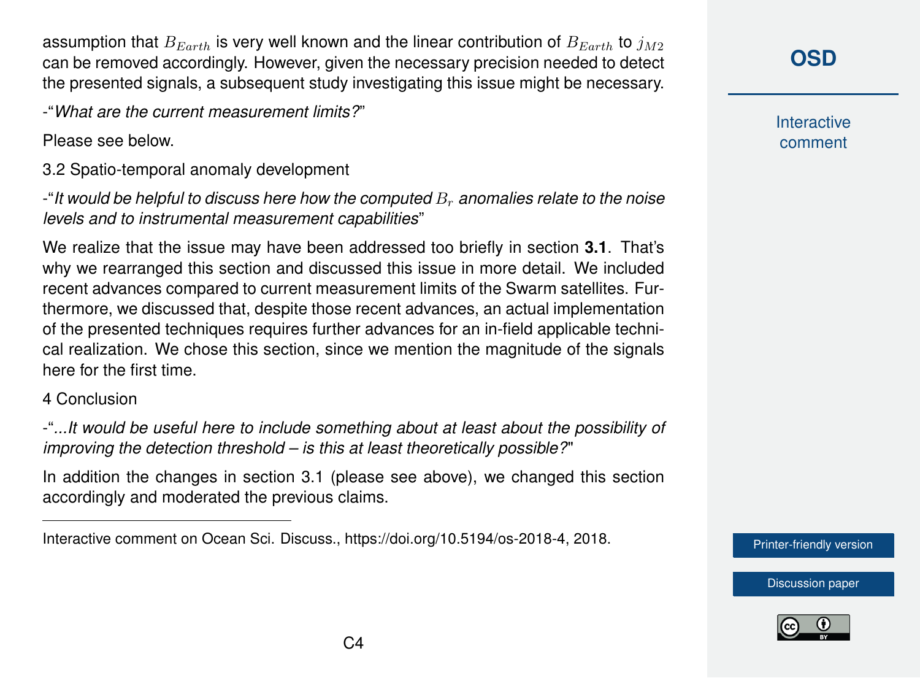assumption that $B_{Earth}$ is very well known and the linear contribution of $B_{Earth}$ to $j_{M2}$ can be removed accordingly. However, given the necessary precision needed to detect the presented signals, a subsequent study investigating this issue might be necessary.

-"*What are the current measurement limits?*"

Please see below.

3.2 Spatio-temporal anomaly development

-"*It would be helpful to discuss here how the computed $B_r$ anomalies relate to the noise levels and to instrumental measurement capabilities*"

We realize that the issue may have been addressed too briefly in section **3.1**. That's why we rearranged this section and discussed this issue in more detail. We included recent advances compared to current measurement limits of the Swarm satellites. Furthermore, we discussed that, despite those recent advances, an actual implementation of the presented techniques requires further advances for an in-field applicable technical realization. We chose this section, since we mention the magnitude of the signals here for the first time.

4 Conclusion

-"*...It would be useful here to include something at least about the possibility of improving the detection threshold – is this at least theoretically possible?*"

In addition the changes in section 3.1 (please see above), we changed this section accordingly and moderated the previous claims.

---

Interactive comment on Ocean Sci. Discuss., https://doi.org/10.5194/os-2018-4, 2018.